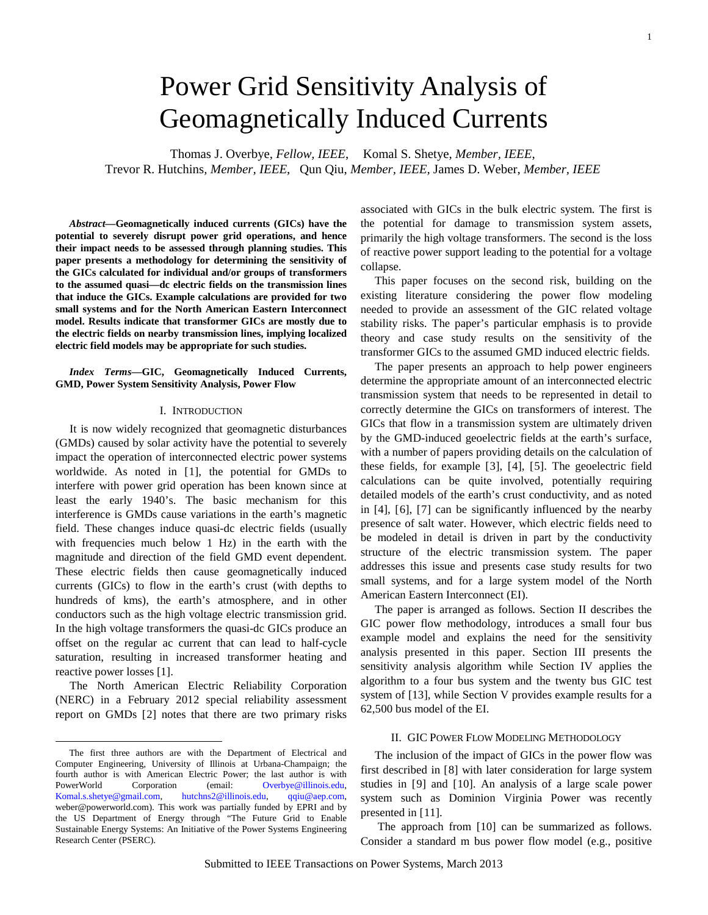# Power Grid Sensitivity Analysis of Geomagnetically Induced Currents

Thomas J. Overbye, *Fellow, IEEE*, Komal S. Shetye, *Member, IEEE*, Trevor R. Hutchins, *Member, IEEE*, Qun Qiu, *Member, IEEE*, James D. Weber, *Member, IEEE*

***Abstract*—Geomagnetically induced currents (GICs) have the potential to severely disrupt power grid operations, and hence their impact needs to be assessed through planning studies. This paper presents a methodology for determining the sensitivity of the GICs calculated for individual and/or groups of transformers to the assumed quasi—dc electric fields on the transmission lines that induce the GICs. Example calculations are provided for two small systems and for the North American Eastern Interconnect model. Results indicate that transformer GICs are mostly due to the electric fields on nearby transmission lines, implying localized electric field models may be appropriate for such studies.**

***Index Terms*—GIC, Geomagnetically Induced Currents, GMD, Power System Sensitivity Analysis, Power Flow**

## I. Introduction

It is now widely recognized that geomagnetic disturbances (GMDs) caused by solar activity have the potential to severely impact the operation of interconnected electric power systems worldwide. As noted in [1], the potential for GMDs to interfere with power grid operation has been known since at least the early 1940's. The basic mechanism for this interference is GMDs cause variations in the earth's magnetic field. These changes induce quasi-dc electric fields (usually with frequencies much below 1 Hz) in the earth with the magnitude and direction of the field GMD event dependent. These electric fields then cause geomagnetically induced currents (GICs) to flow in the earth's crust (with depths to hundreds of kms), the earth's atmosphere, and in other conductors such as the high voltage electric transmission grid. In the high voltage transformers the quasi-dc GICs produce an offset on the regular ac current that can lead to half-cycle saturation, resulting in increased transformer heating and reactive power losses [1].

The North American Electric Reliability Corporation (NERC) in a February 2012 special reliability assessment report on GMDs [2] notes that there are two primary risks associated with GICs in the bulk electric system. The first is the potential for damage to transmission system assets, primarily the high voltage transformers. The second is the loss of reactive power support leading to the potential for a voltage collapse.

This paper focuses on the second risk, building on the existing literature considering the power flow modeling needed to provide an assessment of the GIC related voltage stability risks. The paper's particular emphasis is to provide theory and case study results on the sensitivity of the transformer GICs to the assumed GMD induced electric fields.

The paper presents an approach to help power engineers determine the appropriate amount of an interconnected electric transmission system that needs to be represented in detail to correctly determine the GICs on transformers of interest. The GICs that flow in a transmission system are ultimately driven by the GMD-induced geoelectric fields at the earth's surface, with a number of papers providing details on the calculation of these fields, for example [3], [4], [5]. The geoelectric field calculations can be quite involved, potentially requiring detailed models of the earth's crust conductivity, and as noted in [4], [6], [7] can be significantly influenced by the nearby presence of salt water. However, which electric fields need to be modeled in detail is driven in part by the conductivity structure of the electric transmission system. The paper addresses this issue and presents case study results for two small systems, and for a large system model of the North American Eastern Interconnect (EI).

The paper is arranged as follows. Section II describes the GIC power flow methodology, introduces a small four bus example model and explains the need for the sensitivity analysis presented in this paper. Section III presents the sensitivity analysis algorithm while Section IV applies the algorithm to a four bus system and the twenty bus GIC test system of [13], while Section V provides example results for a 62,500 bus model of the EI.

## II. GIC Power Flow Modeling Methodology

The inclusion of the impact of GICs in the power flow was first described in [8] with later consideration for large system studies in [9] and [10]. An analysis of a large scale power system such as Dominion Virginia Power was recently presented in [11].

The approach from [10] can be summarized as follows. Consider a standard m bus power flow model (e.g., positive

The first three authors are with the Department of Electrical and Computer Engineering, University of Illinois at Urbana-Champaign; the fourth author is with American Electric Power; the last author is with PowerWorld Corporation (email: Overbye@illinois.edu, Komal.s.shetye@gmail.com, hutchns2@illinois.edu, qqiu@aep.com, weber@powerworld.com). This work was partially funded by EPRI and by the US Department of Energy through "The Future Grid to Enable Sustainable Energy Systems: An Initiative of the Power Systems Engineering Research Center (PSERC).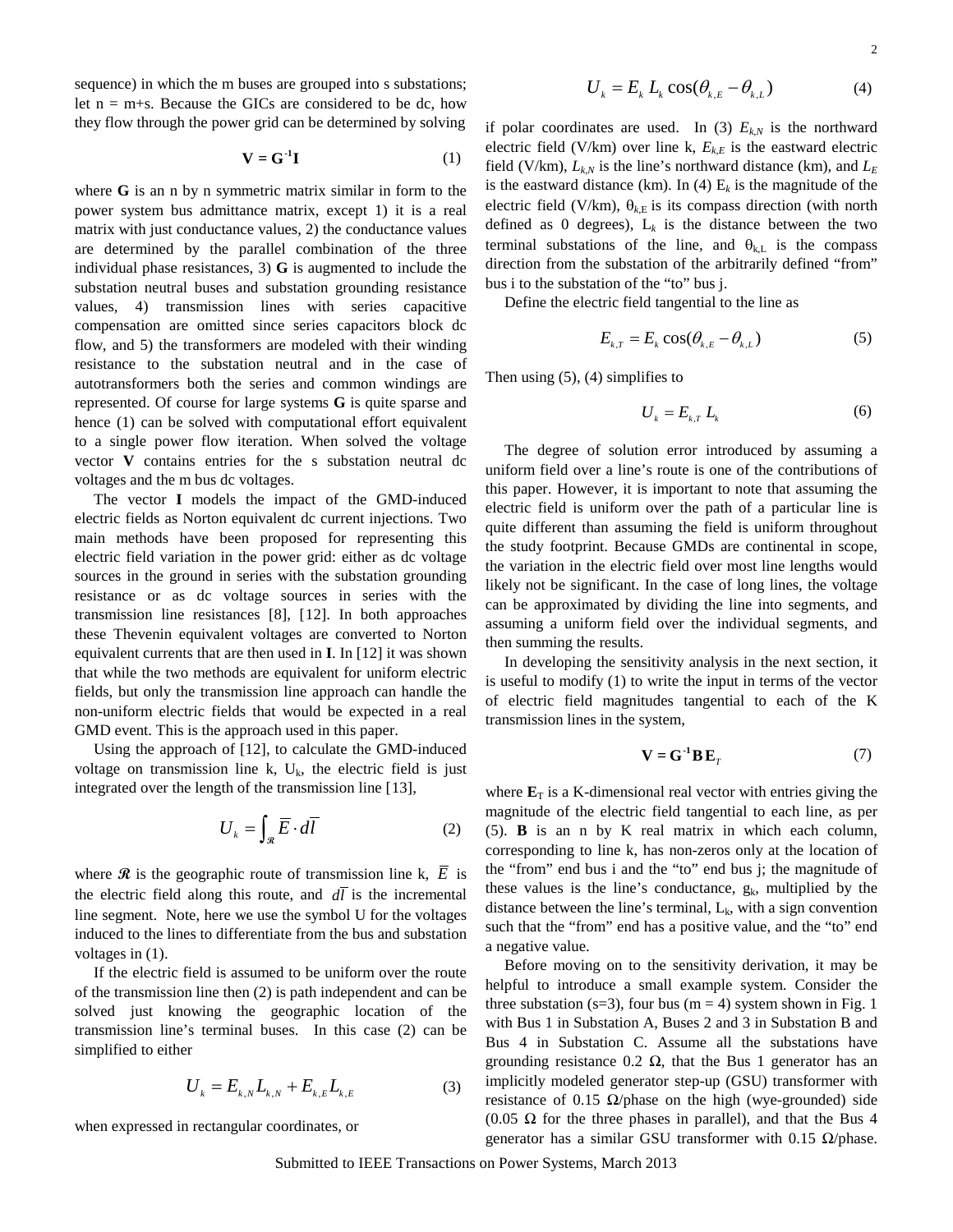sequence) in which the m buses are grouped into s substations; let n = m+s. Because the GICs are considered to be dc, how they flow through the power grid can be determined by solving

$$\mathbf{V} = \mathbf{G}^{-1}\mathbf{I} \tag{1}$$

where **G** is an n by n symmetric matrix similar in form to the power system bus admittance matrix, except 1) it is a real matrix with just conductance values, 2) the conductance values are determined by the parallel combination of the three individual phase resistances, 3) **G** is augmented to include the substation neutral buses and substation grounding resistance values, 4) transmission lines with series capacitive compensation are omitted since series capacitors block dc flow, and 5) the transformers are modeled with their winding resistance to the substation neutral and in the case of autotransformers both the series and common windings are represented. Of course for large systems **G** is quite sparse and hence (1) can be solved with computational effort equivalent to a single power flow iteration. When solved the voltage vector **V** contains entries for the s substation neutral dc voltages and the m bus dc voltages.

The vector **I** models the impact of the GMD-induced electric fields as Norton equivalent dc current injections. Two main methods have been proposed for representing this electric field variation in the power grid: either as dc voltage sources in the ground in series with the substation grounding resistance or as dc voltage sources in series with the transmission line resistances [8], [12]. In both approaches these Thevenin equivalent voltages are converted to Norton equivalent currents that are then used in **I**. In [12] it was shown that while the two methods are equivalent for uniform electric fields, but only the transmission line approach can handle the non-uniform electric fields that would be expected in a real GMD event. This is the approach used in this paper.

Using the approach of [12], to calculate the GMD-induced voltage on transmission line k, $U_k$, the electric field is just integrated over the length of the transmission line [13],

$$U_k = \int_{\mathcal{R}} \overline{E} \cdot d\overline{l} \tag{2}$$

where $\mathcal{R}$ is the geographic route of transmission line k, $\overline{E}$ is the electric field along this route, and $d\overline{l}$ is the incremental line segment. Note, here we use the symbol U for the voltages induced to the lines to differentiate from the bus and substation voltages in (1).

If the electric field is assumed to be uniform over the route of the transmission line then (2) is path independent and can be solved just knowing the geographic location of the transmission line's terminal buses. In this case (2) can be simplified to either

$$U_k = E_{k,N} L_{k,N} + E_{k,E} L_{k,E} \tag{3}$$

when expressed in rectangular coordinates, or

$$U_k = E_k \, L_k \cos(\theta_{k,E} - \theta_{k,L}) \tag{4}$$

if polar coordinates are used. In (3) $E_{k,N}$ is the northward electric field (V/km) over line k, $E_{k,E}$ is the eastward electric field (V/km), $L_{k,N}$ is the line's northward distance (km), and $L_E$ is the eastward distance (km). In (4) $E_k$ is the magnitude of the electric field (V/km), $\theta_{k,E}$ is its compass direction (with north defined as 0 degrees), $L_k$ is the distance between the two terminal substations of the line, and $\theta_{k,L}$ is the compass direction from the substation of the arbitrarily defined "from" bus i to the substation of the "to" bus j.

Define the electric field tangential to the line as

$$E_{k,T} = E_k \cos(\theta_{k,E} - \theta_{k,L}) \tag{5}$$

Then using (5), (4) simplifies to

$$U_k = E_{k,T} \, L_k \tag{6}$$

The degree of solution error introduced by assuming a uniform field over a line's route is one of the contributions of this paper. However, it is important to note that assuming the electric field is uniform over the path of a particular line is quite different than assuming the field is uniform throughout the study footprint. Because GMDs are continental in scope, the variation in the electric field over most line lengths would likely not be significant. In the case of long lines, the voltage can be approximated by dividing the line into segments, and assuming a uniform field over the individual segments, and then summing the results.

In developing the sensitivity analysis in the next section, it is useful to modify (1) to write the input in terms of the vector of electric field magnitudes tangential to each of the K transmission lines in the system,

$$\mathbf{V} = \mathbf{G}^{-1}\mathbf{B}\,\mathbf{E}_T \tag{7}$$

where $\mathbf{E}_T$ is a K-dimensional real vector with entries giving the magnitude of the electric field tangential to each line, as per (5). **B** is an n by K real matrix in which each column, corresponding to line k, has non-zeros only at the location of the "from" end bus i and the "to" end bus j; the magnitude of these values is the line's conductance, $g_k$, multiplied by the distance between the line's terminal, $L_k$, with a sign convention such that the "from" end has a positive value, and the "to" end a negative value.

Before moving on to the sensitivity derivation, it may be helpful to introduce a small example system. Consider the three substation (s=3), four bus (m = 4) system shown in Fig. 1 with Bus 1 in Substation A, Buses 2 and 3 in Substation B and Bus 4 in Substation C. Assume all the substations have grounding resistance 0.2 Ω, that the Bus 1 generator has an implicitly modeled generator step-up (GSU) transformer with resistance of 0.15 Ω/phase on the high (wye-grounded) side (0.05 Ω for the three phases in parallel), and that the Bus 4 generator has a similar GSU transformer with 0.15 Ω/phase.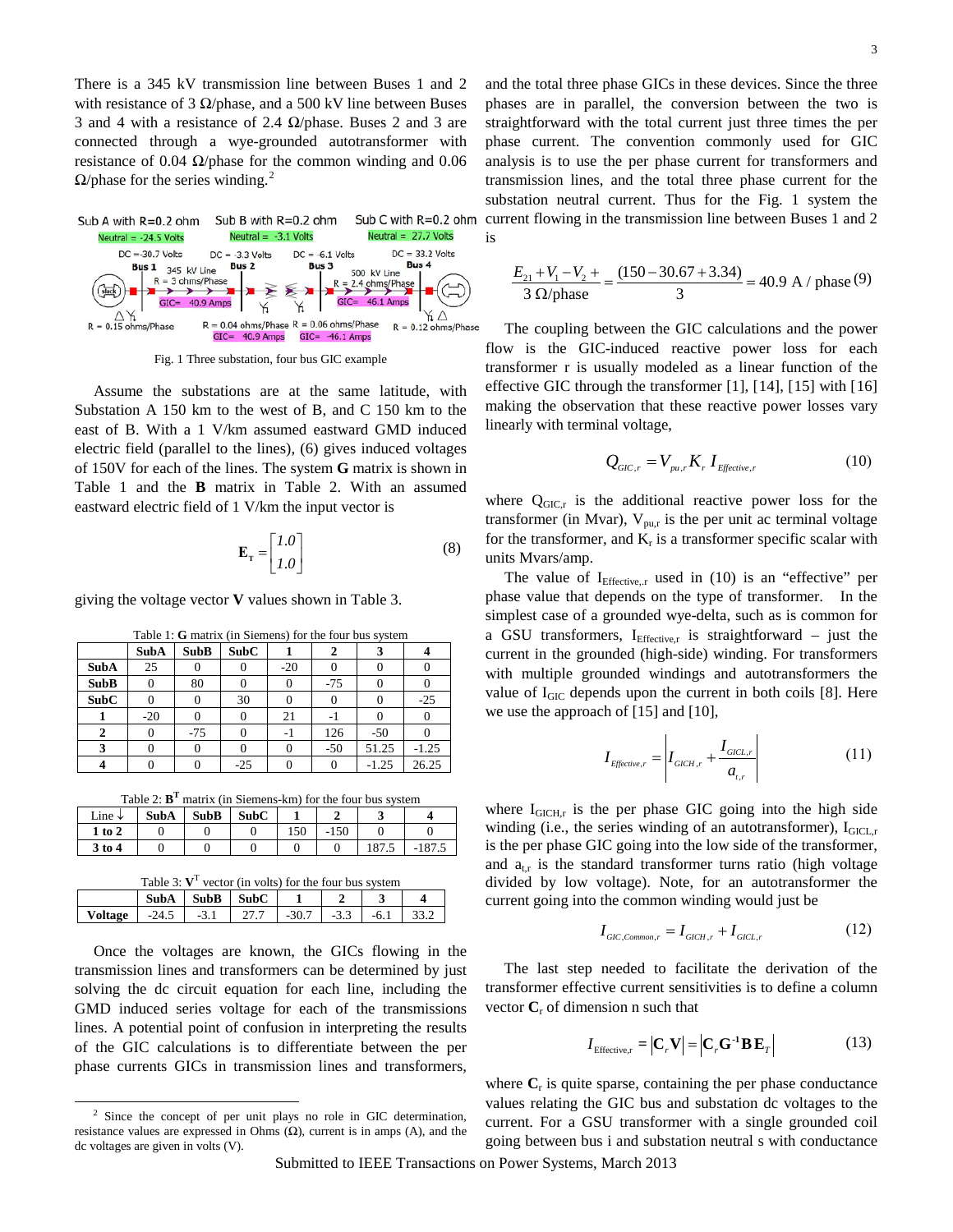There is a 345 kV transmission line between Buses 1 and 2 with resistance of 3 Ω/phase, and a 500 kV line between Buses 3 and 4 with a resistance of 2.4 Ω/phase. Buses 2 and 3 are connected through a wye-grounded autotransformer with resistance of 0.04 Ω/phase for the common winding and 0.06 Ω/phase for the series winding.[2]

Fig. 1 Three substation, four bus GIC example

Assume the substations are at the same latitude, with Substation A 150 km to the west of B, and C 150 km to the east of B. With a 1 V/km assumed eastward GMD induced electric field (parallel to the lines), (6) gives induced voltages of 150V for each of the lines. The system **G** matrix is shown in Table 1 and the **B** matrix in Table 2. With an assumed eastward electric field of 1 V/km the input vector is

$$\mathbf{E}_T = \begin{bmatrix} 1.0 \\ 1.0 \end{bmatrix} \tag{8}$$

giving the voltage vector **V** values shown in Table 3.

Table 1: **G** matrix (in Siemens) for the four bus system

| | SubA | SubB | SubC | 1 | 2 | 3 | 4 |
|---|---|---|---|---|---|---|---|
| **SubA** | 25 | 0 | 0 | -20 | 0 | 0 | 0 |
| **SubB** | 0 | 80 | 0 | 0 | -75 | 0 | 0 |
| **SubC** | 0 | 0 | 30 | 0 | 0 | 0 | -25 |
| **1** | -20 | 0 | 0 | 21 | -1 | 0 | 0 |
| **2** | 0 | -75 | 0 | -1 | 126 | -50 | 0 |
| **3** | 0 | 0 | 0 | 0 | -50 | 51.25 | -1.25 |
| **4** | 0 | 0 | -25 | 0 | 0 | -1.25 | 26.25 |

Table 2: $\mathbf{B}^T$ matrix (in Siemens-km) for the four bus system

| Line ↓ | SubA | SubB | SubC | 1 | 2 | 3 | 4 |
|---|---|---|---|---|---|---|---|
| **1 to 2** | 0 | 0 | 0 | 150 | -150 | 0 | 0 |
| **3 to 4** | 0 | 0 | 0 | 0 | 0 | 187.5 | -187.5 |

Table 3: $\mathbf{V}^T$ vector (in volts) for the four bus system

| | SubA | SubB | SubC | 1 | 2 | 3 | 4 |
|---|---|---|---|---|---|---|---|
| **Voltage** | -24.5 | -3.1 | 27.7 | -30.7 | -3.3 | -6.1 | 33.2 |

Once the voltages are known, the GICs flowing in the transmission lines and transformers can be determined by just solving the dc circuit equation for each line, including the GMD induced series voltage for each of the transmissions lines. A potential point of confusion in interpreting the results of the GIC calculations is to differentiate between the per phase currents GICs in transmission lines and transformers, and the total three phase GICs in these devices. Since the three phases are in parallel, the conversion between the two is straightforward with the total current just three times the per phase current. The convention commonly used for GIC analysis is to use the per phase current for transformers and transmission lines, and the total three phase current for the substation neutral current. Thus for the Fig. 1 system the current flowing in the transmission line between Buses 1 and 2 is

$$\frac{E_{21} + V_1 - V_2 +}{3\ \Omega/\text{phase}} = \frac{(150 - 30.67 + 3.34)}{3} = 40.9\ \text{A / phase} \tag{9}$$

The coupling between the GIC calculations and the power flow is the GIC-induced reactive power loss for each transformer r is usually modeled as a linear function of the effective GIC through the transformer [1], [14], [15] with [16] making the observation that these reactive power losses vary linearly with terminal voltage,

$$Q_{GIC,r} = V_{pu,r} K_r I_{Effective,r} \tag{10}$$

where $Q_{GIC,r}$ is the additional reactive power loss for the transformer (in Mvar), $V_{pu,r}$ is the per unit ac terminal voltage for the transformer, and $K_r$ is a transformer specific scalar with units Mvars/amp.

The value of $I_{Effective,r}$ used in (10) is an "effective" per phase value that depends on the type of transformer. In the simplest case of a grounded wye-delta, such as is common for a GSU transformers, $I_{Effective,r}$ is straightforward – just the current in the grounded (high-side) winding. For transformers with multiple grounded windings and autotransformers the value of $I_{GIC}$ depends upon the current in both coils [8]. Here we use the approach of [15] and [10],

$$I_{Effective,r} = \left| I_{GICH,r} + \frac{I_{GICL,r}}{a_{t,r}} \right| \tag{11}$$

where $I_{GICH,r}$ is the per phase GIC going into the high side winding (i.e., the series winding of an autotransformer), $I_{GICL,r}$ is the per phase GIC going into the low side of the transformer, and $a_{t,r}$ is the standard transformer turns ratio (high voltage divided by low voltage). Note, for an autotransformer the current going into the common winding would just be

$$I_{GIC,Common,r} = I_{GICH,r} + I_{GICL,r} \tag{12}$$

The last step needed to facilitate the derivation of the transformer effective current sensitivities is to define a column vector $\mathbf{C}_r$ of dimension n such that

$$I_{\text{Effective},r} = \left|\mathbf{C}_r \mathbf{V}\right| = \left|\mathbf{C}_r \mathbf{G}^{-1} \mathbf{B} \mathbf{E}_T\right| \tag{13}$$

where $\mathbf{C}_r$ is quite sparse, containing the per phase conductance values relating the GIC bus and substation dc voltages to the current. For a GSU transformer with a single grounded coil going between bus i and substation neutral s with conductance

---

[2] Since the concept of per unit plays no role in GIC determination, resistance values are expressed in Ohms (Ω), current is in amps (A), and the dc voltages are given in volts (V).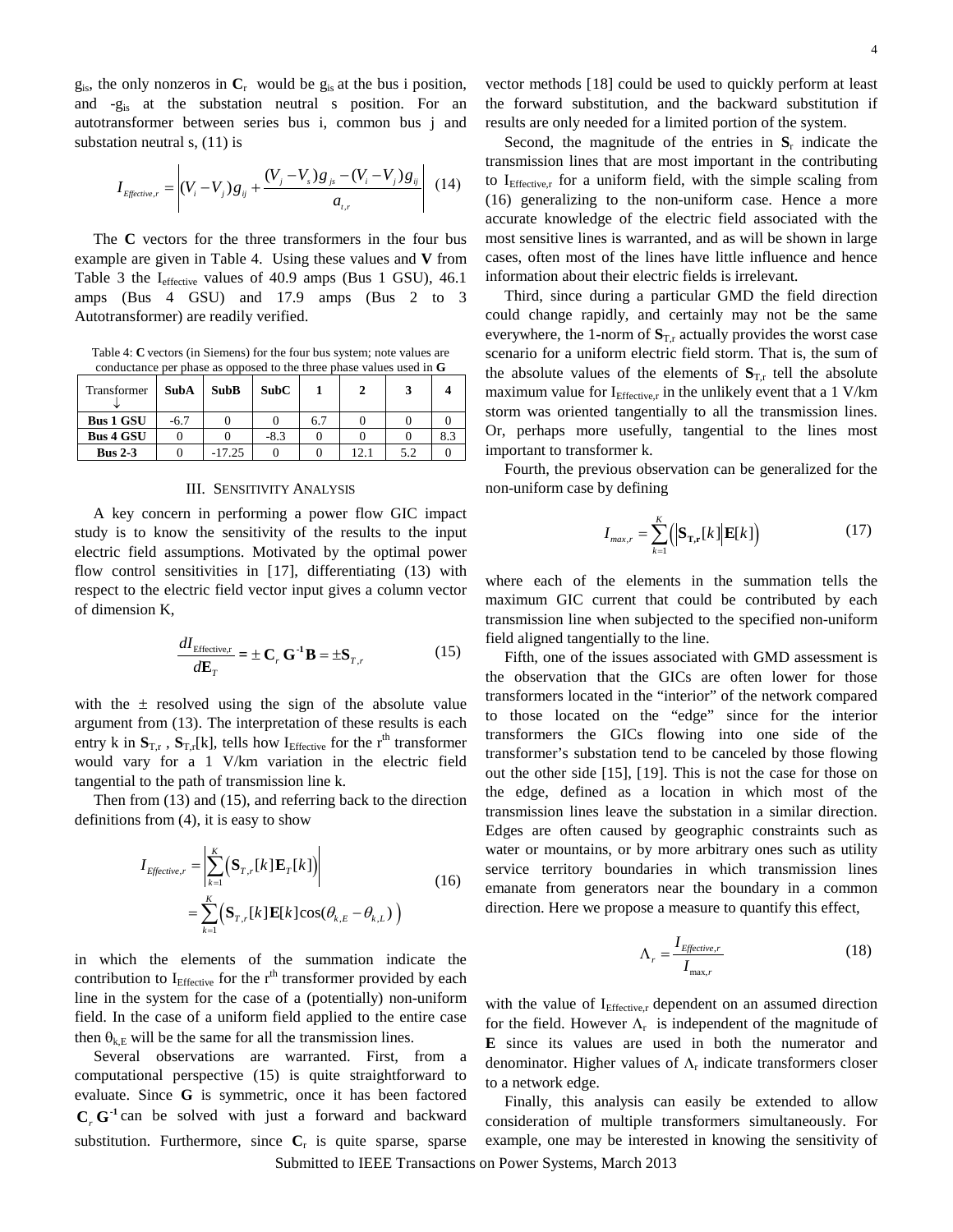$g_{is}$, the only nonzeros in $\mathbf{C}_r$ would be $g_{is}$ at the bus i position, and $-g_{is}$ at the substation neutral s position. For an autotransformer between series bus i, common bus j and substation neutral s, (11) is

$$I_{Effective,r} = \left| (V_i - V_j) g_{ij} + \frac{(V_j - V_s) g_{js} - (V_i - V_j) g_{ij}}{a_{t,r}} \right| \quad (14)$$

The **C** vectors for the three transformers in the four bus example are given in Table 4. Using these values and **V** from Table 3 the $I_{effective}$ values of 40.9 amps (Bus 1 GSU), 46.1 amps (Bus 4 GSU) and 17.9 amps (Bus 2 to 3 Autotransformer) are readily verified.

Table 4: **C** vectors (in Siemens) for the four bus system; note values are conductance per phase as opposed to the three phase values used in **G**

| Transformer ↓ | SubA | SubB | SubC | 1 | 2 | 3 | 4 |
|---|---|---|---|---|---|---|---|
| **Bus 1 GSU** | -6.7 | 0 | 0 | 6.7 | 0 | 0 | 0 |
| **Bus 4 GSU** | 0 | 0 | -8.3 | 0 | 0 | 0 | 8.3 |
| **Bus 2-3** | 0 | -17.25 | 0 | 0 | 12.1 | 5.2 | 0 |

## III. Sensitivity Analysis

A key concern in performing a power flow GIC impact study is to know the sensitivity of the results to the input electric field assumptions. Motivated by the optimal power flow control sensitivities in [17], differentiating (13) with respect to the electric field vector input gives a column vector of dimension K,

$$\frac{dI_{\text{Effective,r}}}{d\mathbf{E}_T} = \pm\, \mathbf{C}_r\, \mathbf{G}^{-1}\mathbf{B} = \pm \mathbf{S}_{T,r} \quad (15)$$

with the $\pm$ resolved using the sign of the absolute value argument from (13). The interpretation of these results is each entry k in $\mathbf{S}_{T,r}$, $\mathbf{S}_{T,r}[k]$, tells how $I_{Effective}$ for the r[th] transformer would vary for a 1 V/km variation in the electric field tangential to the path of transmission line k.

Then from (13) and (15), and referring back to the direction definitions from (4), it is easy to show

$$\begin{aligned} I_{Effective,r} &= \left| \sum_{k=1}^{K} \left( \mathbf{S}_{T,r}[k]\mathbf{E}_T[k] \right) \right| \\ &= \sum_{k=1}^{K} \left( \mathbf{S}_{T,r}[k]\mathbf{E}[k]\cos(\theta_{k,E} - \theta_{k,L}) \right) \end{aligned} \quad (16)$$

in which the elements of the summation indicate the contribution to $I_{Effective}$ for the r[th] transformer provided by each line in the system for the case of a (potentially) non-uniform field. In the case of a uniform field applied to the entire case then $\theta_{k,E}$ will be the same for all the transmission lines.

Several observations are warranted. First, from a computational perspective (15) is quite straightforward to evaluate. Since **G** is symmetric, once it has been factored $\mathbf{C}_r\,\mathbf{G}^{-1}$ can be solved with just a forward and backward substitution. Furthermore, since $\mathbf{C}_r$ is quite sparse, sparse vector methods [18] could be used to quickly perform at least the forward substitution, and the backward substitution if results are only needed for a limited portion of the system.

Second, the magnitude of the entries in $\mathbf{S}_r$ indicate the transmission lines that are most important in the contributing to $I_{Effective,r}$ for a uniform field, with the simple scaling from (16) generalizing to the non-uniform case. Hence a more accurate knowledge of the electric field associated with the most sensitive lines is warranted, and as will be shown in large cases, often most of the lines have little influence and hence information about their electric fields is irrelevant.

Third, since during a particular GMD the field direction could change rapidly, and certainly may not be the same everywhere, the 1-norm of $\mathbf{S}_{T,r}$ actually provides the worst case scenario for a uniform electric field storm. That is, the sum of the absolute values of the elements of $\mathbf{S}_{T,r}$ tell the absolute maximum value for $I_{Effective,r}$ in the unlikely event that a 1 V/km storm was oriented tangentially to all the transmission lines. Or, perhaps more usefully, tangential to the lines most important to transformer k.

Fourth, the previous observation can be generalized for the non-uniform case by defining

$$I_{max,r} = \sum_{k=1}^{K} \left( \left| \mathbf{S}_{\mathbf{T,r}}[k] \right| \mathbf{E}[k] \right) \quad (17)$$

where each of the elements in the summation tells the maximum GIC current that could be contributed by each transmission line when subjected to the specified non-uniform field aligned tangentially to the line.

Fifth, one of the issues associated with GMD assessment is the observation that the GICs are often lower for those transformers located in the "interior" of the network compared to those located on the "edge" since for the interior transformers the GICs flowing into one side of the transformer's substation tend to be canceled by those flowing out the other side [15], [19]. This is not the case for those on the edge, defined as a location in which most of the transmission lines leave the substation in a similar direction. Edges are often caused by geographic constraints such as water or mountains, or by more arbitrary ones such as utility service territory boundaries in which transmission lines emanate from generators near the boundary in a common direction. Here we propose a measure to quantify this effect,

$$\Lambda_r = \frac{I_{Effective,r}}{I_{\max,r}} \quad (18)$$

with the value of $I_{Effective,r}$ dependent on an assumed direction for the field. However $\Lambda_r$ is independent of the magnitude of **E** since its values are used in both the numerator and denominator. Higher values of $\Lambda_r$ indicate transformers closer to a network edge.

Finally, this analysis can easily be extended to allow consideration of multiple transformers simultaneously. For example, one may be interested in knowing the sensitivity of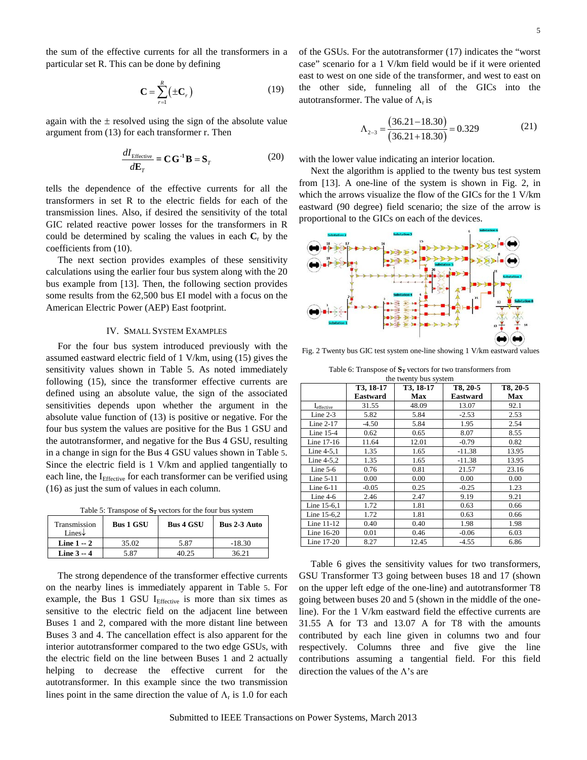the sum of the effective currents for all the transformers in a particular set R. This can be done by defining

$$\mathbf{C} = \sum_{r=1}^{R} \left( \pm \mathbf{C}_r \right) \tag{19}$$

again with the ± resolved using the sign of the absolute value argument from (13) for each transformer r. Then

$$\frac{dI_{\text{Effective}}}{d\mathbf{E}_T} = \mathbf{C}\,\mathbf{G}^{-1}\mathbf{B} = \mathbf{S}_T \tag{20}$$

tells the dependence of the effective currents for all the transformers in set R to the electric fields for each of the transmission lines. Also, if desired the sensitivity of the total GIC related reactive power losses for the transformers in R could be determined by scaling the values in each $\mathbf{C}_r$ by the coefficients from (10).

The next section provides examples of these sensitivity calculations using the earlier four bus system along with the 20 bus example from [13]. Then, the following section provides some results from the 62,500 bus EI model with a focus on the American Electric Power (AEP) East footprint.

## IV. Small System Examples

For the four bus system introduced previously with the assumed eastward electric field of 1 V/km, using (15) gives the sensitivity values shown in Table 5. As noted immediately following (15), since the transformer effective currents are defined using an absolute value, the sign of the associated sensitivities depends upon whether the argument in the absolute value function of (13) is positive or negative. For the four bus system the values are positive for the Bus 1 GSU and the autotransformer, and negative for the Bus 4 GSU, resulting in a change in sign for the Bus 4 GSU values shown in Table 5. Since the electric field is 1 V/km and applied tangentially to each line, the $I_{\text{Effective}}$ for each transformer can be verified using (16) as just the sum of values in each column.

Table 5: Transpose of $\mathbf{S_T}$ vectors for the four bus system

| Transmission Lines↓ | Bus 1 GSU | Bus 4 GSU | Bus 2-3 Auto |
|---|---|---|---|
| **Line 1 -- 2** | 35.02 | 5.87 | -18.30 |
| **Line 3 -- 4** | 5.87 | 40.25 | 36.21 |

The strong dependence of the transformer effective currents on the nearby lines is immediately apparent in Table 5. For example, the Bus 1 GSU $I_{\text{Effective}}$ is more than six times as sensitive to the electric field on the adjacent line between Buses 1 and 2, compared with the more distant line between Buses 3 and 4. The cancellation effect is also apparent for the interior autotransformer compared to the two edge GSUs, with the electric field on the line between Buses 1 and 2 actually helping to decrease the effective current for the autotransformer. In this example since the two transmission lines point in the same direction the value of $\Lambda_r$ is 1.0 for each of the GSUs. For the autotransformer (17) indicates the "worst case" scenario for a 1 V/km field would be if it were oriented east to west on one side of the transformer, and west to east on the other side, funneling all of the GICs into the autotransformer. The value of $\Lambda_r$ is

$$\Lambda_{2-3} = \frac{(36.21 - 18.30)}{(36.21 + 18.30)} = 0.329 \tag{21}$$

with the lower value indicating an interior location.

Next the algorithm is applied to the twenty bus test system from [13]. A one-line of the system is shown in Fig. 2, in which the arrows visualize the flow of the GICs for the 1 V/km eastward (90 degree) field scenario; the size of the arrow is proportional to the GICs on each of the devices.

Fig. 2 Twenty bus GIC test system one-line showing 1 V/km eastward values

Table 6: Transpose of $\mathbf{S_T}$ vectors for two transformers from the twenty bus system

| | T3, 18-17 Eastward | T3, 18-17 Max | T8, 20-5 Eastward | T8, 20-5 Max |
|---|---|---|---|---|
| $I_{\text{effective}}$ | 31.55 | 48.09 | 13.07 | 92.1 |
| Line 2-3 | 5.82 | 5.84 | -2.53 | 2.53 |
| Line 2-17 | -4.50 | 5.84 | 1.95 | 2.54 |
| Line 15-4 | 0.62 | 0.65 | 8.07 | 8.55 |
| Line 17-16 | 11.64 | 12.01 | -0.79 | 0.82 |
| Line 4-5,1 | 1.35 | 1.65 | -11.38 | 13.95 |
| Line 4-5,2 | 1.35 | 1.65 | -11.38 | 13.95 |
| Line 5-6 | 0.76 | 0.81 | 21.57 | 23.16 |
| Line 5-11 | 0.00 | 0.00 | 0.00 | 0.00 |
| Line 6-11 | -0.05 | 0.25 | -0.25 | 1.23 |
| Line 4-6 | 2.46 | 2.47 | 9.19 | 9.21 |
| Line 15-6,1 | 1.72 | 1.81 | 0.63 | 0.66 |
| Line 15-6,2 | 1.72 | 1.81 | 0.63 | 0.66 |
| Line 11-12 | 0.40 | 0.40 | 1.98 | 1.98 |
| Line 16-20 | 0.01 | 0.46 | -0.06 | 6.03 |
| Line 17-20 | 8.27 | 12.45 | -4.55 | 6.86 |

Table 6 gives the sensitivity values for two transformers, GSU Transformer T3 going between buses 18 and 17 (shown on the upper left edge of the one-line) and autotransformer T8 going between buses 20 and 5 (shown in the middle of the one-line). For the 1 V/km eastward field the effective currents are 31.55 A for T3 and 13.07 A for T8 with the amounts contributed by each line given in columns two and four respectively. Columns three and five give the line contributions assuming a tangential field. For this field direction the values of the Λ's are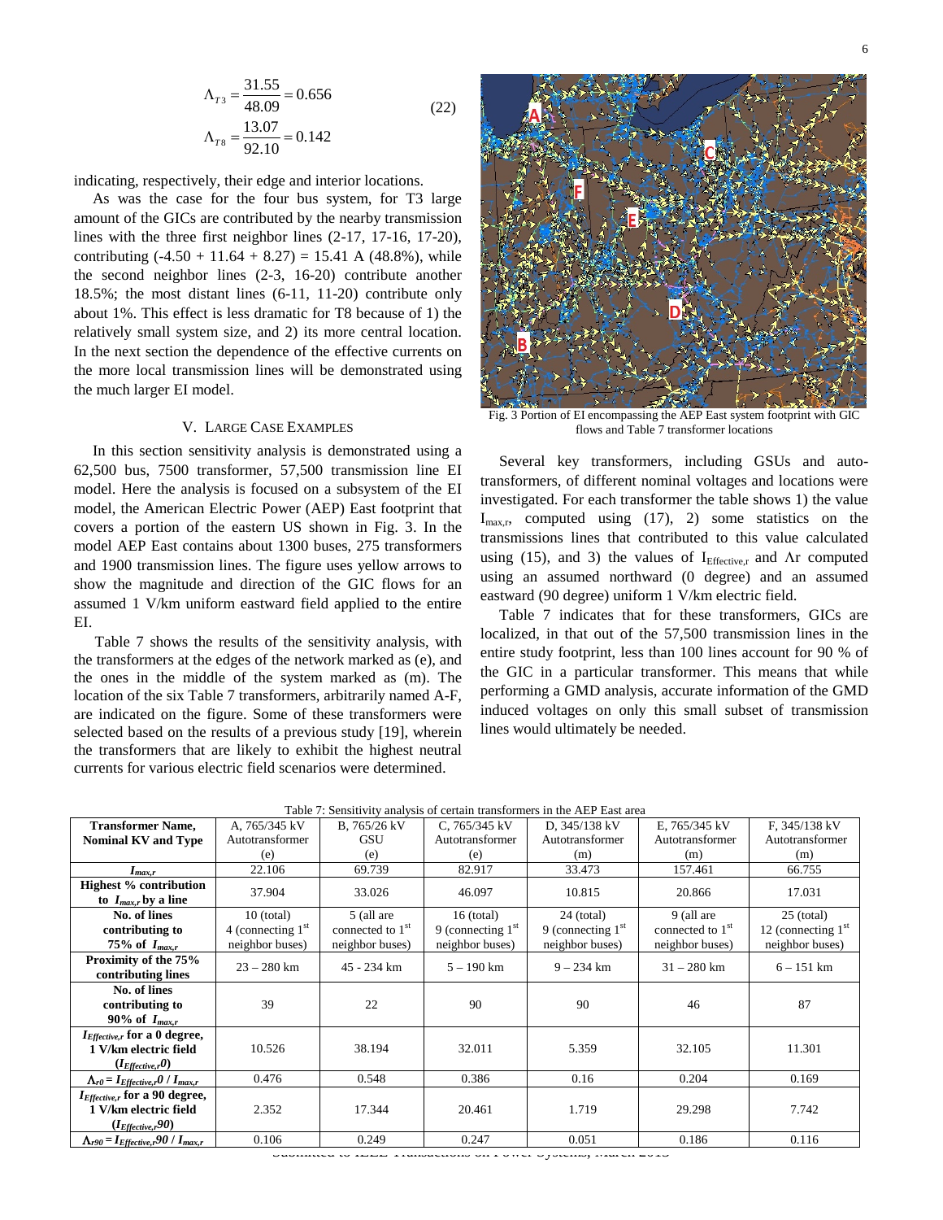$$\Lambda_{T3} = \frac{31.55}{48.09} = 0.656$$
$$\Lambda_{T8} = \frac{13.07}{92.10} = 0.142 \quad (22)$$

indicating, respectively, their edge and interior locations.

As was the case for the four bus system, for T3 large amount of the GICs are contributed by the nearby transmission lines with the three first neighbor lines (2-17, 17-16, 17-20), contributing (-4.50 + 11.64 + 8.27) = 15.41 A (48.8%), while the second neighbor lines (2-3, 16-20) contribute another 18.5%; the most distant lines (6-11, 11-20) contribute only about 1%. This effect is less dramatic for T8 because of 1) the relatively small system size, and 2) its more central location. In the next section the dependence of the effective currents on the more local transmission lines will be demonstrated using the much larger EI model.

## V. Large Case Examples

In this section sensitivity analysis is demonstrated using a 62,500 bus, 7500 transformer, 57,500 transmission line EI model. Here the analysis is focused on a subsystem of the EI model, the American Electric Power (AEP) East footprint that covers a portion of the eastern US shown in Fig. 3. In the model AEP East contains about 1300 buses, 275 transformers and 1900 transmission lines. The figure uses yellow arrows to show the magnitude and direction of the GIC flows for an assumed 1 V/km uniform eastward field applied to the entire EI.

Table 7 shows the results of the sensitivity analysis, with the transformers at the edges of the network marked as (e), and the ones in the middle of the system marked as (m). The location of the six Table 7 transformers, arbitrarily named A-F, are indicated on the figure. Some of these transformers were selected based on the results of a previous study [19], wherein the transformers that are likely to exhibit the highest neutral currents for various electric field scenarios were determined.

Fig. 3 Portion of EI encompassing the AEP East system footprint with GIC flows and Table 7 transformer locations

Several key transformers, including GSUs and autotransformers, of different nominal voltages and locations were investigated. For each transformer the table shows 1) the value $I_{max,r}$, computed using (17), 2) some statistics on the transmissions lines that contributed to this value calculated using (15), and 3) the values of $I_{Effective,r}$ and $\Lambda r$ computed using an assumed northward (0 degree) and an assumed eastward (90 degree) uniform 1 V/km electric field.

Table 7 indicates that for these transformers, GICs are localized, in that out of the 57,500 transmission lines in the entire study footprint, less than 100 lines account for 90 % of the GIC in a particular transformer. This means that while performing a GMD analysis, accurate information of the GMD induced voltages on only this small subset of transmission lines would ultimately be needed.

Table 7: Sensitivity analysis of certain transformers in the AEP East area

| Transformer Name, Nominal KV and Type | A, 765/345 kV Autotransformer (e) | B, 765/26 kV GSU (e) | C, 765/345 kV Autotransformer (e) | D, 345/138 kV Autotransformer (m) | E, 765/345 kV Autotransformer (m) | F, 345/138 kV Autotransformer (m) |
|---|---|---|---|---|---|---|
| $I_{max,r}$ | 22.106 | 69.739 | 82.917 | 33.473 | 157.461 | 66.755 |
| Highest % contribution to $I_{max,r}$ by a line | 37.904 | 33.026 | 46.097 | 10.815 | 20.866 | 17.031 |
| No. of lines contributing to 75% of $I_{max,r}$ | 10 (total) 4 (connecting 1st neighbor buses) | 5 (all are connected to 1st neighbor buses) | 16 (total) 9 (connecting 1st neighbor buses) | 24 (total) 9 (connecting 1st neighbor buses) | 9 (all are connected to 1st neighbor buses) | 25 (total) 12 (connecting 1st neighbor buses) |
| Proximity of the 75% contributing lines | 23 – 280 km | 45 - 234 km | 5 – 190 km | 9 – 234 km | 31 – 280 km | 6 – 151 km |
| No. of lines contributing to 90% of $I_{max,r}$ | 39 | 22 | 90 | 90 | 46 | 87 |
| $I_{Effective,r}$ for a 0 degree, 1 V/km electric field ($I_{Effective,r}0$) | 10.526 | 38.194 | 32.011 | 5.359 | 32.105 | 11.301 |
| $\Lambda_{r0} = I_{Effective,r}0 / I_{max,r}$ | 0.476 | 0.548 | 0.386 | 0.16 | 0.204 | 0.169 |
| $I_{Effective,r}$ for a 90 degree, 1 V/km electric field ($I_{Effective,r}90$) | 2.352 | 17.344 | 20.461 | 1.719 | 29.298 | 7.742 |
| $\Lambda_{r90} = I_{Effective,r}90 / I_{max,r}$ | 0.106 | 0.249 | 0.247 | 0.051 | 0.186 | 0.116 |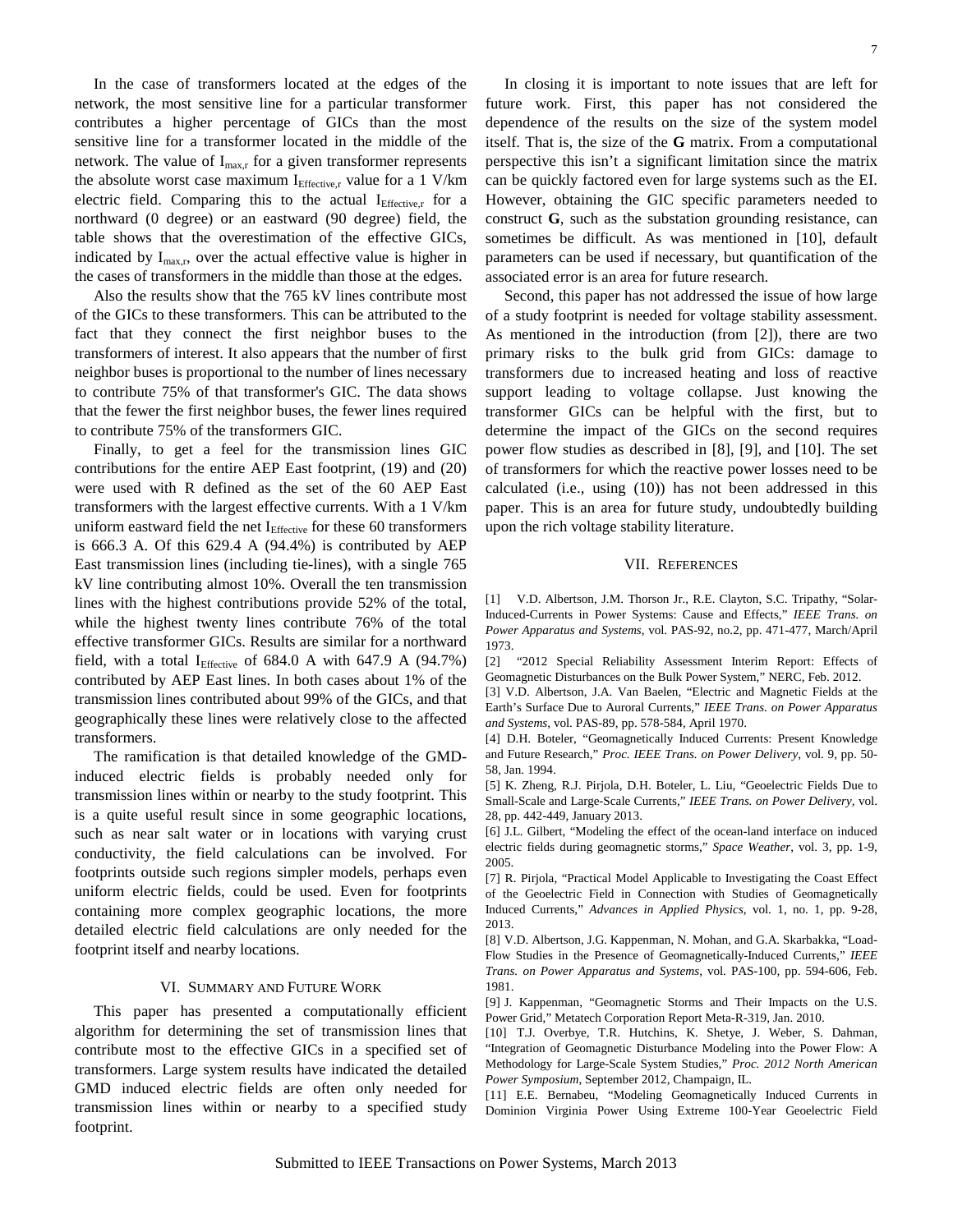In the case of transformers located at the edges of the network, the most sensitive line for a particular transformer contributes a higher percentage of GICs than the most sensitive line for a transformer located in the middle of the network. The value of $I_{max,r}$ for a given transformer represents the absolute worst case maximum $I_{Effective,r}$ value for a 1 V/km electric field. Comparing this to the actual $I_{Effective,r}$ for a northward (0 degree) or an eastward (90 degree) field, the table shows that the overestimation of the effective GICs, indicated by $I_{max,r}$, over the actual effective value is higher in the cases of transformers in the middle than those at the edges.

Also the results show that the 765 kV lines contribute most of the GICs to these transformers. This can be attributed to the fact that they connect the first neighbor buses to the transformers of interest. It also appears that the number of first neighbor buses is proportional to the number of lines necessary to contribute 75% of that transformer's GIC. The data shows that the fewer the first neighbor buses, the fewer lines required to contribute 75% of the transformers GIC.

Finally, to get a feel for the transmission lines GIC contributions for the entire AEP East footprint, (19) and (20) were used with R defined as the set of the 60 AEP East transformers with the largest effective currents. With a 1 V/km uniform eastward field the net $I_{Effective}$ for these 60 transformers is 666.3 A. Of this 629.4 A (94.4%) is contributed by AEP East transmission lines (including tie-lines), with a single 765 kV line contributing almost 10%. Overall the ten transmission lines with the highest contributions provide 52% of the total, while the highest twenty lines contribute 76% of the total effective transformer GICs. Results are similar for a northward field, with a total $I_{Effective}$ of 684.0 A with 647.9 A (94.7%) contributed by AEP East lines. In both cases about 1% of the transmission lines contributed about 99% of the GICs, and that geographically these lines were relatively close to the affected transformers.

The ramification is that detailed knowledge of the GMD-induced electric fields is probably needed only for transmission lines within or nearby to the study footprint. This is a quite useful result since in some geographic locations, such as near salt water or in locations with varying crust conductivity, the field calculations can be involved. For footprints outside such regions simpler models, perhaps even uniform electric fields, could be used. Even for footprints containing more complex geographic locations, the more detailed electric field calculations are only needed for the footprint itself and nearby locations.

## VI. Summary and Future Work

This paper has presented a computationally efficient algorithm for determining the set of transmission lines that contribute most to the effective GICs in a specified set of transformers. Large system results have indicated the detailed GMD induced electric fields are often only needed for transmission lines within or nearby to a specified study footprint.

In closing it is important to note issues that are left for future work. First, this paper has not considered the dependence of the results on the size of the system model itself. That is, the size of the **G** matrix. From a computational perspective this isn't a significant limitation since the matrix can be quickly factored even for large systems such as the EI. However, obtaining the GIC specific parameters needed to construct **G**, such as the substation grounding resistance, can sometimes be difficult. As was mentioned in [10], default parameters can be used if necessary, but quantification of the associated error is an area for future research.

Second, this paper has not addressed the issue of how large of a study footprint is needed for voltage stability assessment. As mentioned in the introduction (from [2]), there are two primary risks to the bulk grid from GICs: damage to transformers due to increased heating and loss of reactive support leading to voltage collapse. Just knowing the transformer GICs can be helpful with the first, but to determine the impact of the GICs on the second requires power flow studies as described in [8], [9], and [10]. The set of transformers for which the reactive power losses need to be calculated (i.e., using (10)) has not been addressed in this paper. This is an area for future study, undoubtedly building upon the rich voltage stability literature.

## VII. References

[1] V.D. Albertson, J.M. Thorson Jr., R.E. Clayton, S.C. Tripathy, "Solar-Induced-Currents in Power Systems: Cause and Effects," *IEEE Trans. on Power Apparatus and Systems*, vol. PAS-92, no.2, pp. 471-477, March/April 1973.

[2] "2012 Special Reliability Assessment Interim Report: Effects of Geomagnetic Disturbances on the Bulk Power System," NERC, Feb. 2012.

[3] V.D. Albertson, J.A. Van Baelen, "Electric and Magnetic Fields at the Earth's Surface Due to Auroral Currents," *IEEE Trans. on Power Apparatus and Systems*, vol. PAS-89, pp. 578-584, April 1970.

[4] D.H. Boteler, "Geomagnetically Induced Currents: Present Knowledge and Future Research," *Proc. IEEE Trans. on Power Delivery*, vol. 9, pp. 50-58, Jan. 1994.

[5] K. Zheng, R.J. Pirjola, D.H. Boteler, L. Liu, "Geoelectric Fields Due to Small-Scale and Large-Scale Currents," *IEEE Trans. on Power Delivery*, vol. 28, pp. 442-449, January 2013.

[6] J.L. Gilbert, "Modeling the effect of the ocean-land interface on induced electric fields during geomagnetic storms," *Space Weather*, vol. 3, pp. 1-9, 2005.

[7] R. Pirjola, "Practical Model Applicable to Investigating the Coast Effect of the Geoelectric Field in Connection with Studies of Geomagnetically Induced Currents," *Advances in Applied Physics*, vol. 1, no. 1, pp. 9-28, 2013.

[8] V.D. Albertson, J.G. Kappenman, N. Mohan, and G.A. Skarbakka, "Load-Flow Studies in the Presence of Geomagnetically-Induced Currents," *IEEE Trans. on Power Apparatus and Systems*, vol. PAS-100, pp. 594-606, Feb. 1981.

[9] J. Kappenman, "Geomagnetic Storms and Their Impacts on the U.S. Power Grid," Metatech Corporation Report Meta-R-319, Jan. 2010.

[10] T.J. Overbye, T.R. Hutchins, K. Shetye, J. Weber, S. Dahman, "Integration of Geomagnetic Disturbance Modeling into the Power Flow: A Methodology for Large-Scale System Studies," *Proc. 2012 North American Power Symposium*, September 2012, Champaign, IL.

[11] E.E. Bernabeu, "Modeling Geomagnetically Induced Currents in Dominion Virginia Power Using Extreme 100-Year Geoelectric Field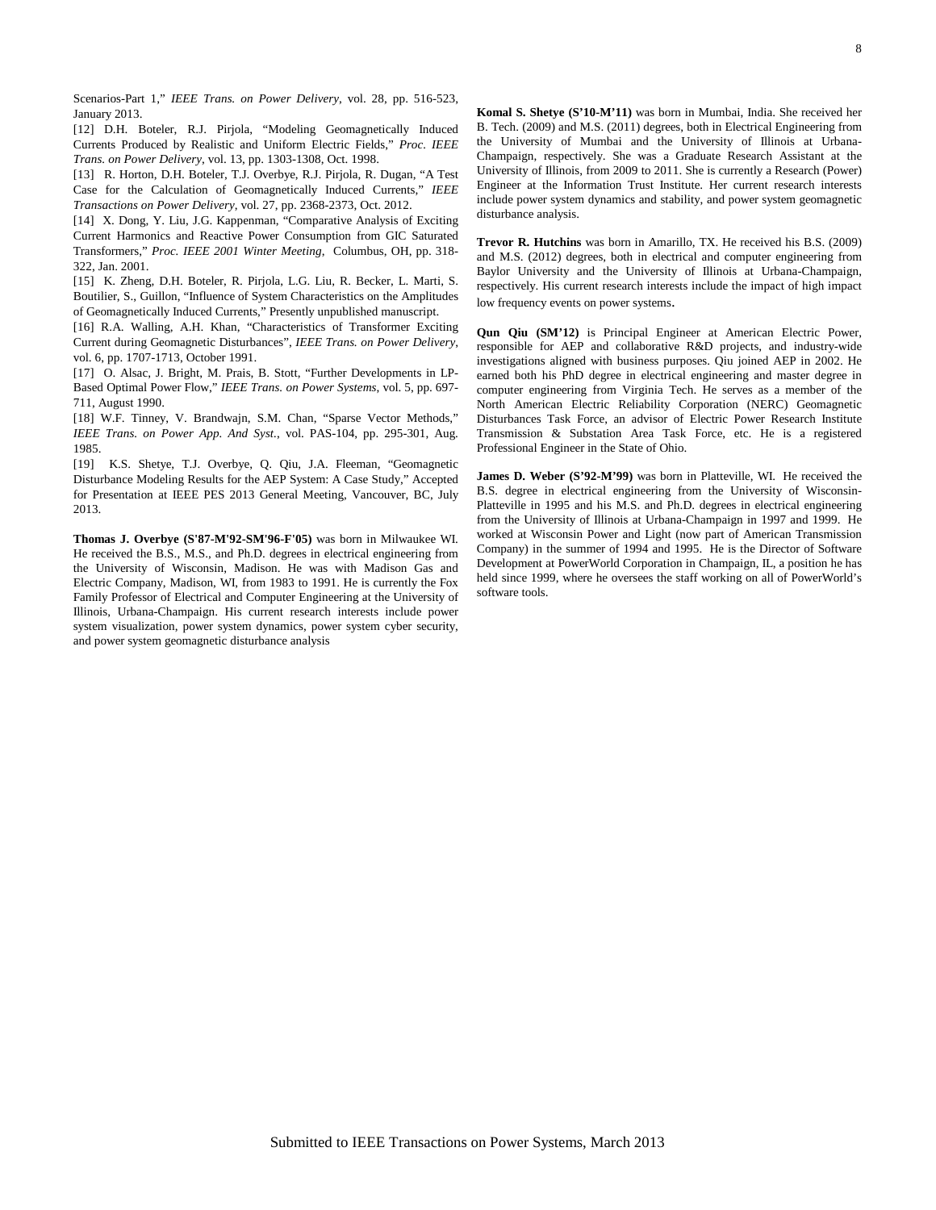Scenarios-Part 1," *IEEE Trans. on Power Delivery*, vol. 28, pp. 516-523, January 2013.

[12] D.H. Boteler, R.J. Pirjola, "Modeling Geomagnetically Induced Currents Produced by Realistic and Uniform Electric Fields," *Proc. IEEE Trans. on Power Delivery*, vol. 13, pp. 1303-1308, Oct. 1998.

[13] R. Horton, D.H. Boteler, T.J. Overbye, R.J. Pirjola, R. Dugan, "A Test Case for the Calculation of Geomagnetically Induced Currents," *IEEE Transactions on Power Delivery*, vol. 27, pp. 2368-2373, Oct. 2012.

[14] X. Dong, Y. Liu, J.G. Kappenman, "Comparative Analysis of Exciting Current Harmonics and Reactive Power Consumption from GIC Saturated Transformers," *Proc. IEEE 2001 Winter Meeting*, Columbus, OH, pp. 318-322, Jan. 2001.

[15] K. Zheng, D.H. Boteler, R. Pirjola, L.G. Liu, R. Becker, L. Marti, S. Boutilier, S., Guillon, "Influence of System Characteristics on the Amplitudes of Geomagnetically Induced Currents," Presently unpublished manuscript.

[16] R.A. Walling, A.H. Khan, "Characteristics of Transformer Exciting Current during Geomagnetic Disturbances", *IEEE Trans. on Power Delivery*, vol. 6, pp. 1707-1713, October 1991.

[17] O. Alsac, J. Bright, M. Prais, B. Stott, "Further Developments in LP-Based Optimal Power Flow," *IEEE Trans. on Power Systems*, vol. 5, pp. 697-711, August 1990.

[18] W.F. Tinney, V. Brandwajn, S.M. Chan, "Sparse Vector Methods," *IEEE Trans. on Power App. And Syst.*, vol. PAS-104, pp. 295-301, Aug. 1985.

[19] K.S. Shetye, T.J. Overbye, Q. Qiu, J.A. Fleeman, "Geomagnetic Disturbance Modeling Results for the AEP System: A Case Study," Accepted for Presentation at IEEE PES 2013 General Meeting, Vancouver, BC, July 2013.

**Thomas J. Overbye (S'87-M'92-SM'96-F'05)** was born in Milwaukee WI. He received the B.S., M.S., and Ph.D. degrees in electrical engineering from the University of Wisconsin, Madison. He was with Madison Gas and Electric Company, Madison, WI, from 1983 to 1991. He is currently the Fox Family Professor of Electrical and Computer Engineering at the University of Illinois, Urbana-Champaign. His current research interests include power system visualization, power system dynamics, power system cyber security, and power system geomagnetic disturbance analysis

**Komal S. Shetye (S'10-M'11)** was born in Mumbai, India. She received her B. Tech. (2009) and M.S. (2011) degrees, both in Electrical Engineering from the University of Mumbai and the University of Illinois at Urbana-Champaign, respectively. She was a Graduate Research Assistant at the University of Illinois, from 2009 to 2011. She is currently a Research (Power) Engineer at the Information Trust Institute. Her current research interests include power system dynamics and stability, and power system geomagnetic disturbance analysis.

**Trevor R. Hutchins** was born in Amarillo, TX. He received his B.S. (2009) and M.S. (2012) degrees, both in electrical and computer engineering from Baylor University and the University of Illinois at Urbana-Champaign, respectively. His current research interests include the impact of high impact low frequency events on power systems.

**Qun Qiu (SM'12)** is Principal Engineer at American Electric Power, responsible for AEP and collaborative R&D projects, and industry-wide investigations aligned with business purposes. Qiu joined AEP in 2002. He earned both his PhD degree in electrical engineering and master degree in computer engineering from Virginia Tech. He serves as a member of the North American Electric Reliability Corporation (NERC) Geomagnetic Disturbances Task Force, an advisor of Electric Power Research Institute Transmission & Substation Area Task Force, etc. He is a registered Professional Engineer in the State of Ohio.

**James D. Weber (S'92-M'99)** was born in Platteville, WI. He received the B.S. degree in electrical engineering from the University of Wisconsin-Platteville in 1995 and his M.S. and Ph.D. degrees in electrical engineering from the University of Illinois at Urbana-Champaign in 1997 and 1999. He worked at Wisconsin Power and Light (now part of American Transmission Company) in the summer of 1994 and 1995. He is the Director of Software Development at PowerWorld Corporation in Champaign, IL, a position he has held since 1999, where he oversees the staff working on all of PowerWorld's software tools.